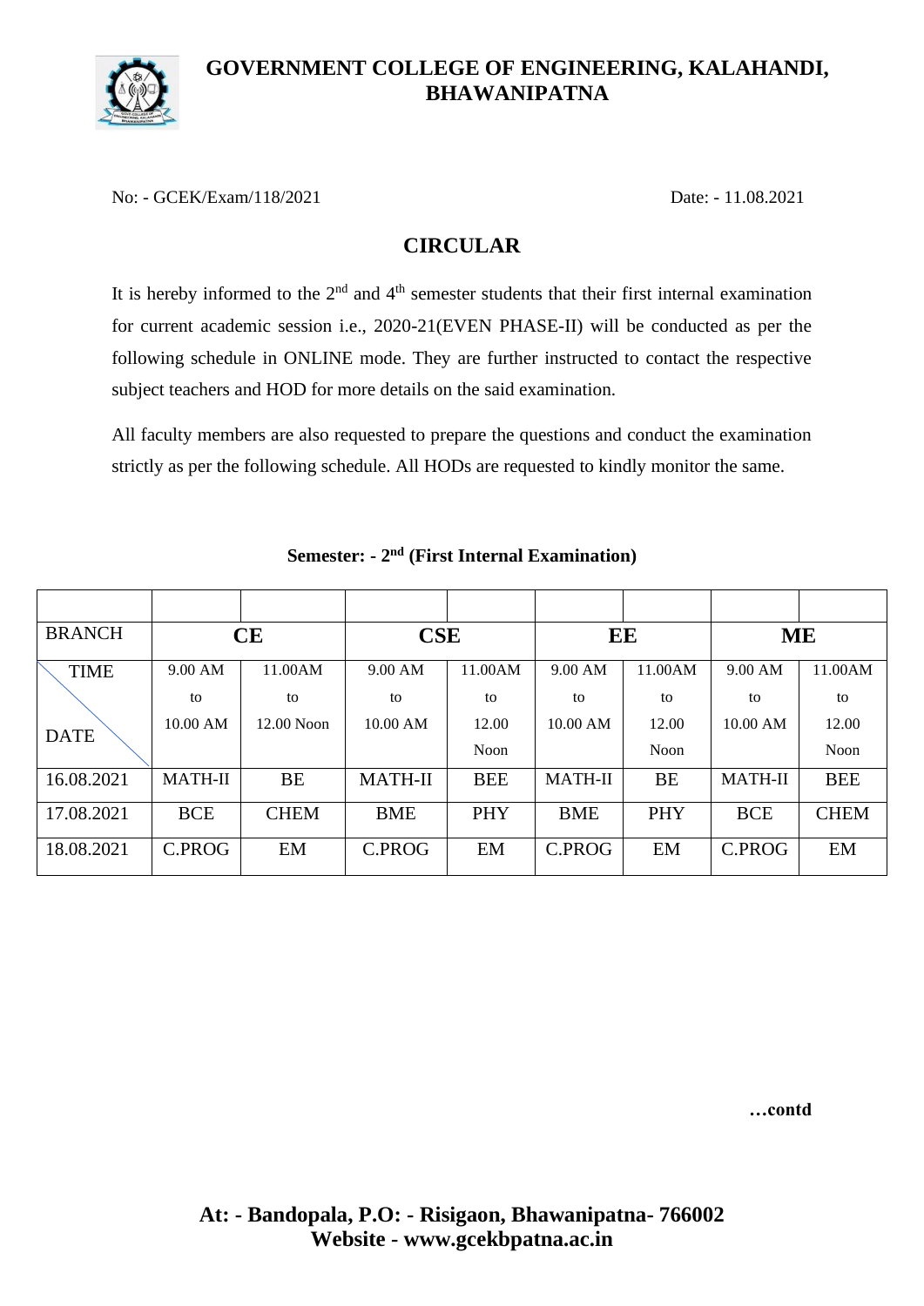# GOVERNMENT COLLEGE OF ENGINEERING, KALAHANDI, BHAWANIPATNA

No: - GCEK/Exam/118/2021 Date: - 11.08.2021

## CIRCULAR

It is hereby informed to the 2nd and 4th semester students that their first internal examination for current academic session i.e., 2020-21(EVEN PHASE-II) will be conducted as per the following schedule in ONLINE mode. They are further instructed to contact the respective subject teachers and HOD for more details on the said examination.

All faculty members are also requested to prepare the questions and conduct the examination strictly as per the following schedule. All HODs are requested to kindly monitor the same.

**Semester: - 2nd (First Internal Examination)**

| BRANCH | CE | | CSE | | EE | | ME | |
|---|---|---|---|---|---|---|---|---|
| TIME / DATE | 9.00 AM to 10.00 AM | 11.00AM to 12.00 Noon | 9.00 AM to 10.00 AM | 11.00AM to 12.00 Noon | 9.00 AM to 10.00 AM | 11.00AM to 12.00 Noon | 9.00 AM to 10.00 AM | 11.00AM to 12.00 Noon |
| 16.08.2021 | MATH-II | BE | MATH-II | BEE | MATH-II | BE | MATH-II | BEE |
| 17.08.2021 | BCE | CHEM | BME | PHY | BME | PHY | BCE | CHEM |
| 18.08.2021 | C.PROG | EM | C.PROG | EM | C.PROG | EM | C.PROG | EM |

**…contd**

**At: - Bandopala, P.O: - Risigaon, Bhawanipatna- 766002**
**Website - www.gcekbpatna.ac.in**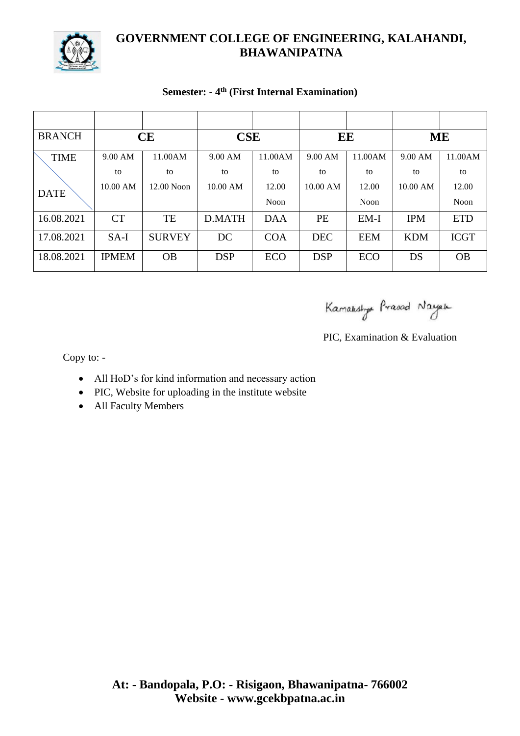# GOVERNMENT COLLEGE OF ENGINEERING, KALAHANDI, BHAWANIPATNA

**Semester: - 4th (First Internal Examination)**

| | | | | | | | | |
|---|---|---|---|---|---|---|---|---|
| BRANCH | CE | | CSE | | EE | | ME | |
| TIME / DATE | 9.00 AM to 10.00 AM | 11.00AM to 12.00 Noon | 9.00 AM to 10.00 AM | 11.00AM to 12.00 Noon | 9.00 AM to 10.00 AM | 11.00AM to 12.00 Noon | 9.00 AM to 10.00 AM | 11.00AM to 12.00 Noon |
| 16.08.2021 | CT | TE | D.MATH | DAA | PE | EM-I | IPM | ETD |
| 17.08.2021 | SA-I | SURVEY | DC | COA | DEC | EEM | KDM | ICGT |
| 18.08.2021 | IPMEM | OB | DSP | ECO | DSP | ECO | DS | OB |

Kamakshya Prasad Nayak

PIC, Examination & Evaluation

Copy to: -

- All HoD's for kind information and necessary action
- PIC, Website for uploading in the institute website
- All Faculty Members

**At: - Bandopala, P.O: - Risigaon, Bhawanipatna- 766002**
**Website - www.gcekbpatna.ac.in**